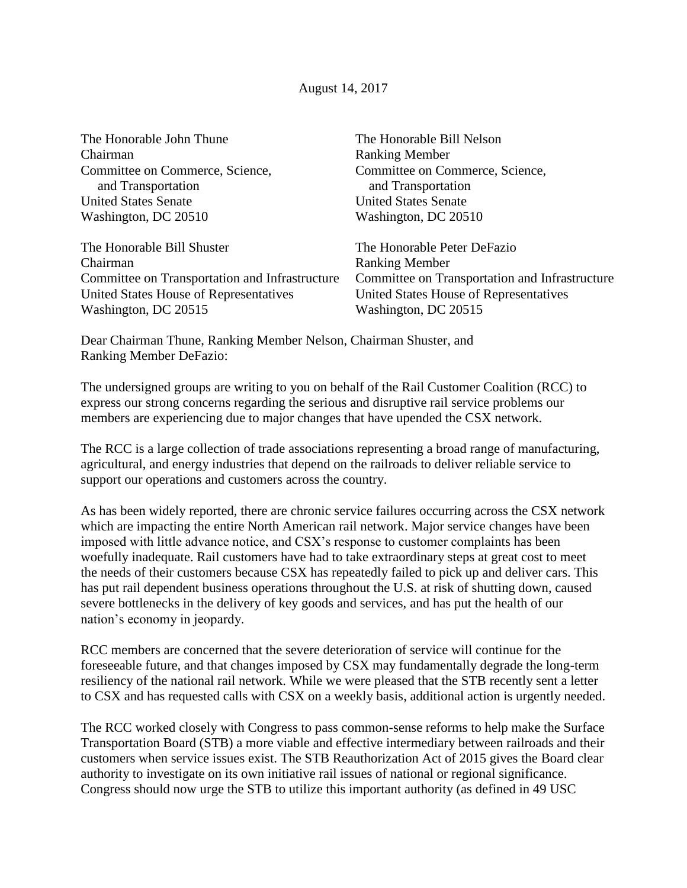August 14, 2017

The Honorable John Thune
Chairman
Committee on Commerce, Science,
and Transportation
United States Senate
Washington, DC 20510

The Honorable Bill Nelson
Ranking Member
Committee on Commerce, Science,
and Transportation
United States Senate
Washington, DC 20510

The Honorable Bill Shuster
Chairman
Committee on Transportation and Infrastructure
United States House of Representatives
Washington, DC 20515

The Honorable Peter DeFazio
Ranking Member
Committee on Transportation and Infrastructure
United States House of Representatives
Washington, DC 20515

Dear Chairman Thune, Ranking Member Nelson, Chairman Shuster, and
Ranking Member DeFazio:

The undersigned groups are writing to you on behalf of the Rail Customer Coalition (RCC) to express our strong concerns regarding the serious and disruptive rail service problems our members are experiencing due to major changes that have upended the CSX network.

The RCC is a large collection of trade associations representing a broad range of manufacturing, agricultural, and energy industries that depend on the railroads to deliver reliable service to support our operations and customers across the country.

As has been widely reported, there are chronic service failures occurring across the CSX network which are impacting the entire North American rail network. Major service changes have been imposed with little advance notice, and CSX's response to customer complaints has been woefully inadequate. Rail customers have had to take extraordinary steps at great cost to meet the needs of their customers because CSX has repeatedly failed to pick up and deliver cars. This has put rail dependent business operations throughout the U.S. at risk of shutting down, caused severe bottlenecks in the delivery of key goods and services, and has put the health of our nation's economy in jeopardy.

RCC members are concerned that the severe deterioration of service will continue for the foreseeable future, and that changes imposed by CSX may fundamentally degrade the long-term resiliency of the national rail network. While we were pleased that the STB recently sent a letter to CSX and has requested calls with CSX on a weekly basis, additional action is urgently needed.

The RCC worked closely with Congress to pass common-sense reforms to help make the Surface Transportation Board (STB) a more viable and effective intermediary between railroads and their customers when service issues exist. The STB Reauthorization Act of 2015 gives the Board clear authority to investigate on its own initiative rail issues of national or regional significance. Congress should now urge the STB to utilize this important authority (as defined in 49 USC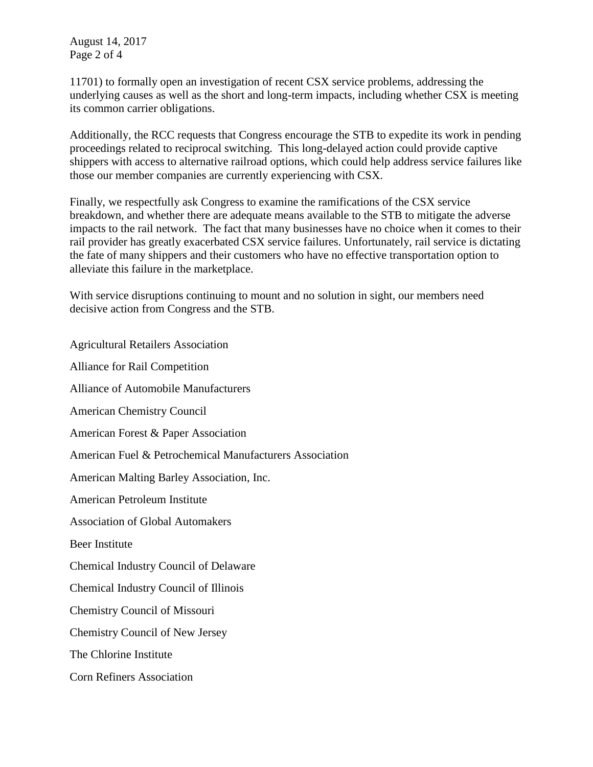11701) to formally open an investigation of recent CSX service problems, addressing the underlying causes as well as the short and long-term impacts, including whether CSX is meeting its common carrier obligations.

Additionally, the RCC requests that Congress encourage the STB to expedite its work in pending proceedings related to reciprocal switching. This long-delayed action could provide captive shippers with access to alternative railroad options, which could help address service failures like those our member companies are currently experiencing with CSX.

Finally, we respectfully ask Congress to examine the ramifications of the CSX service breakdown, and whether there are adequate means available to the STB to mitigate the adverse impacts to the rail network. The fact that many businesses have no choice when it comes to their rail provider has greatly exacerbated CSX service failures. Unfortunately, rail service is dictating the fate of many shippers and their customers who have no effective transportation option to alleviate this failure in the marketplace.

With service disruptions continuing to mount and no solution in sight, our members need decisive action from Congress and the STB.

Agricultural Retailers Association

Alliance for Rail Competition

Alliance of Automobile Manufacturers

American Chemistry Council

American Forest & Paper Association

American Fuel & Petrochemical Manufacturers Association

American Malting Barley Association, Inc.

American Petroleum Institute

Association of Global Automakers

Beer Institute

Chemical Industry Council of Delaware

Chemical Industry Council of Illinois

Chemistry Council of Missouri

Chemistry Council of New Jersey

The Chlorine Institute

Corn Refiners Association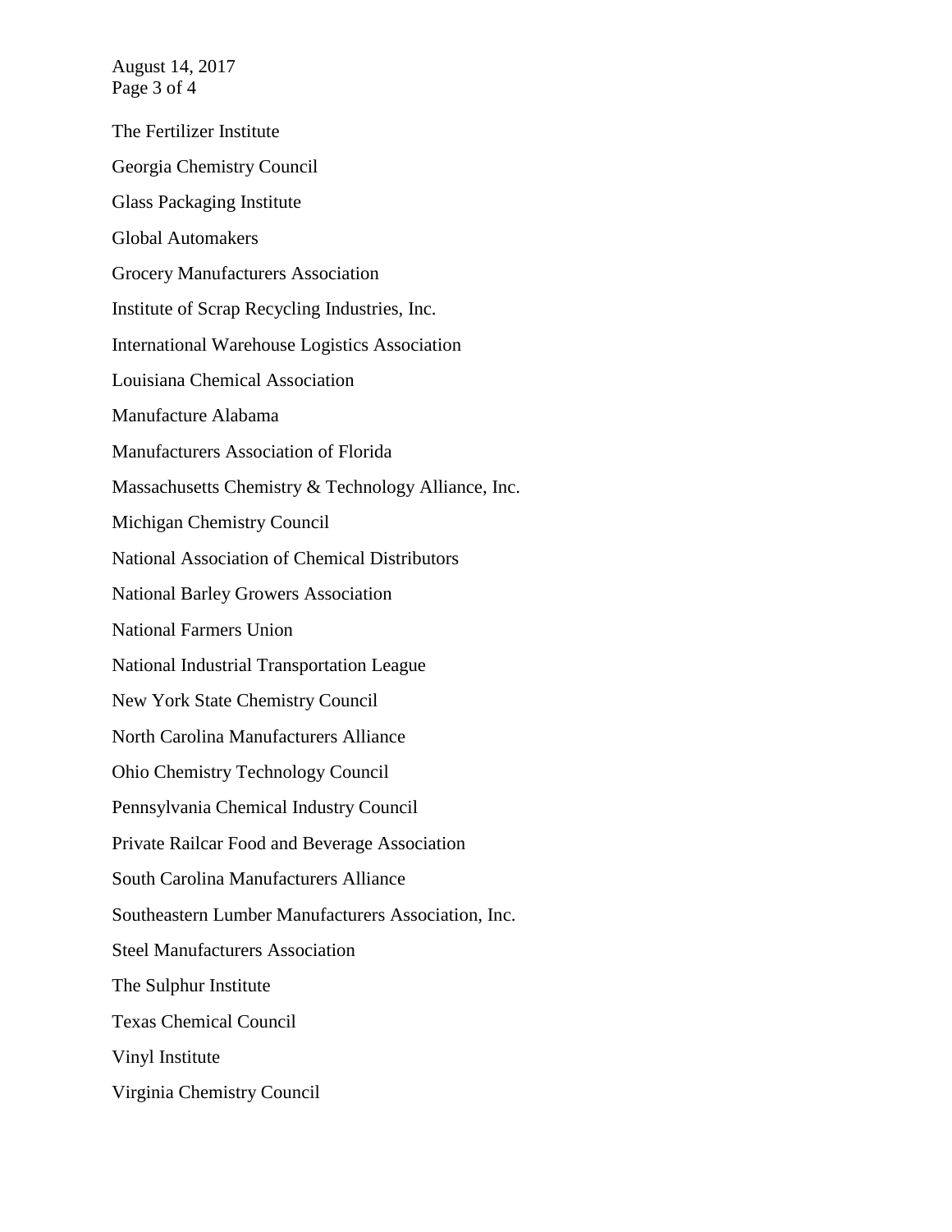The Fertilizer Institute

Georgia Chemistry Council

Glass Packaging Institute

Global Automakers

Grocery Manufacturers Association

Institute of Scrap Recycling Industries, Inc.

International Warehouse Logistics Association

Louisiana Chemical Association

Manufacture Alabama

Manufacturers Association of Florida

Massachusetts Chemistry & Technology Alliance, Inc.

Michigan Chemistry Council

National Association of Chemical Distributors

National Barley Growers Association

National Farmers Union

National Industrial Transportation League

New York State Chemistry Council

North Carolina Manufacturers Alliance

Ohio Chemistry Technology Council

Pennsylvania Chemical Industry Council

Private Railcar Food and Beverage Association

South Carolina Manufacturers Alliance

Southeastern Lumber Manufacturers Association, Inc.

Steel Manufacturers Association

The Sulphur Institute

Texas Chemical Council

Vinyl Institute

Virginia Chemistry Council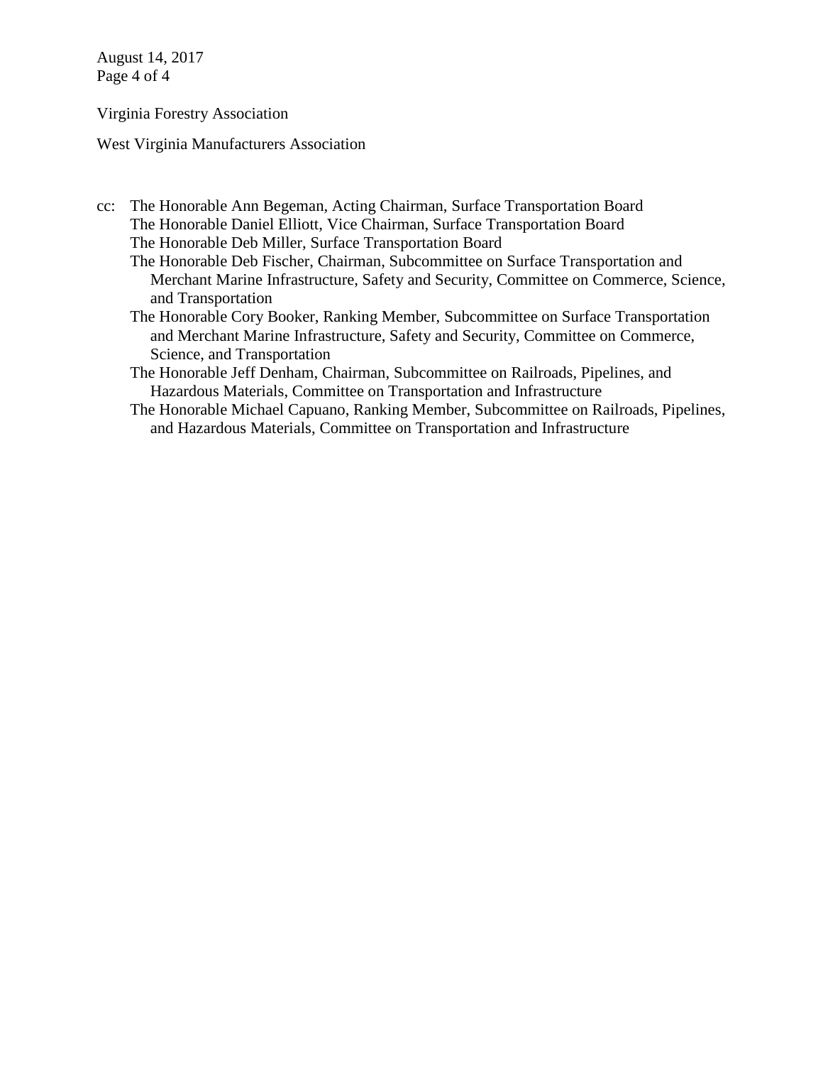Virginia Forestry Association

West Virginia Manufacturers Association

cc: The Honorable Ann Begeman, Acting Chairman, Surface Transportation Board
The Honorable Daniel Elliott, Vice Chairman, Surface Transportation Board
The Honorable Deb Miller, Surface Transportation Board
The Honorable Deb Fischer, Chairman, Subcommittee on Surface Transportation and Merchant Marine Infrastructure, Safety and Security, Committee on Commerce, Science, and Transportation
The Honorable Cory Booker, Ranking Member, Subcommittee on Surface Transportation and Merchant Marine Infrastructure, Safety and Security, Committee on Commerce, Science, and Transportation
The Honorable Jeff Denham, Chairman, Subcommittee on Railroads, Pipelines, and Hazardous Materials, Committee on Transportation and Infrastructure
The Honorable Michael Capuano, Ranking Member, Subcommittee on Railroads, Pipelines, and Hazardous Materials, Committee on Transportation and Infrastructure